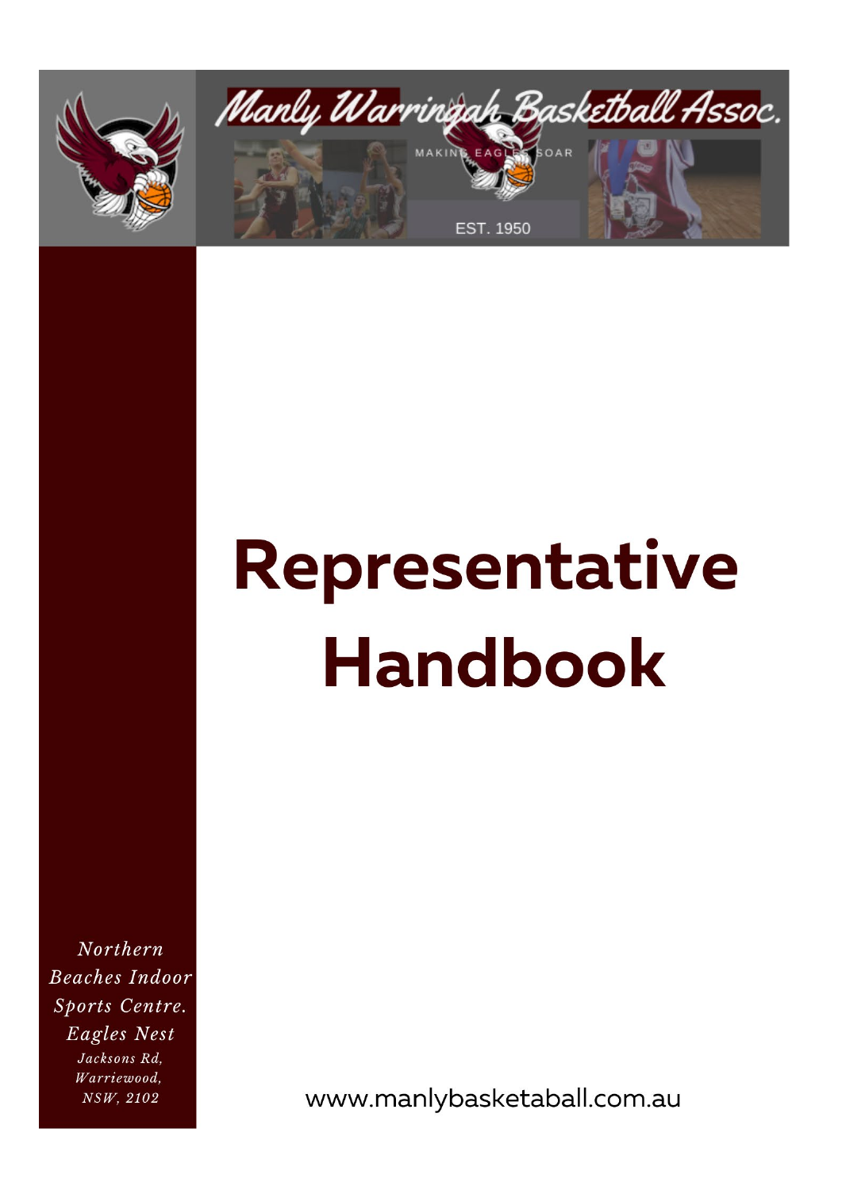Manly Warringah Basketball Assoc.

MAKING EAGLES SOAR

EST. 1950

# Representative Handbook

*Northern Beaches Indoor Sports Centre.*
*Eagles Nest*
*Jacksons Rd,*
*Warriewood,*
*NSW, 2102*

www.manlybasketaball.com.au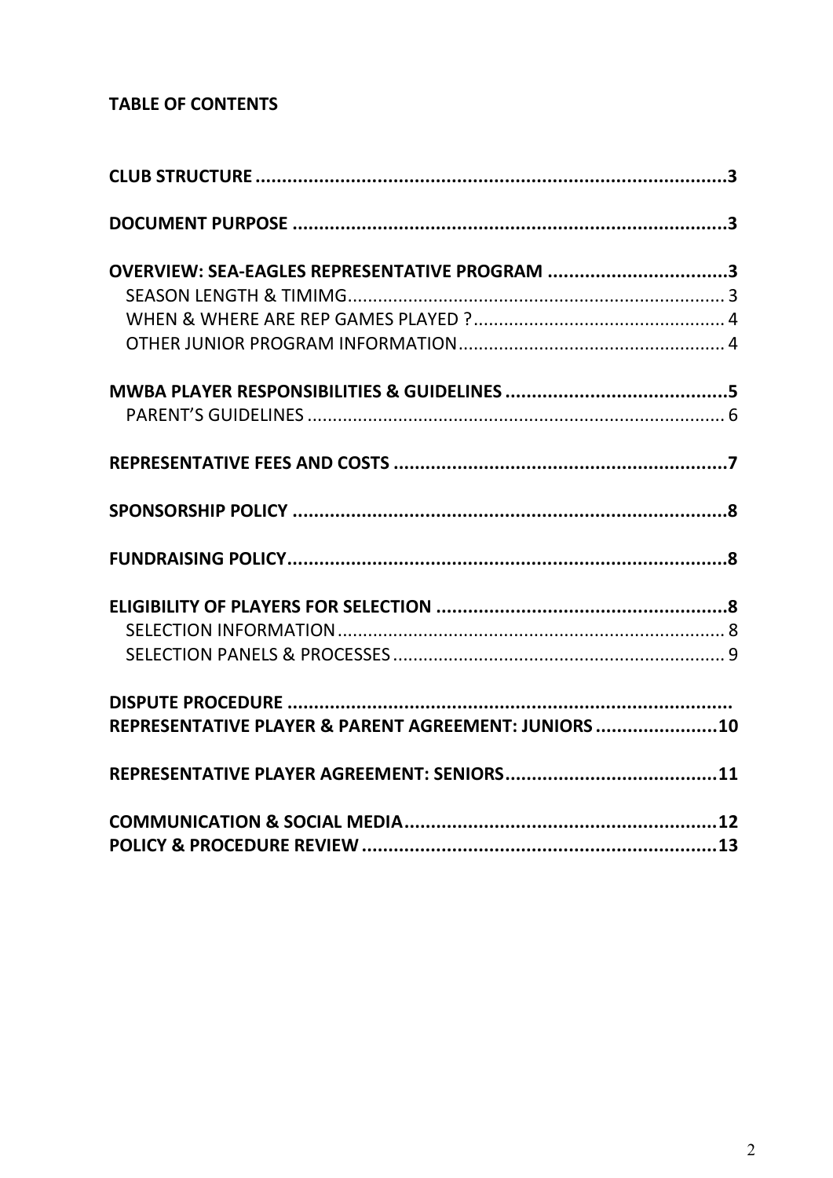**TABLE OF CONTENTS**

**CLUB STRUCTURE** ........................................................................................3

**DOCUMENT PURPOSE** ..................................................................................3

**OVERVIEW: SEA-EAGLES REPRESENTATIVE PROGRAM** ..................................3

SEASON LENGTH & TIMIMG.......................................................................... 3

WHEN & WHERE ARE REP GAMES PLAYED ?................................................. 4

OTHER JUNIOR PROGRAM INFORMATION.................................................... 4

**MWBA PLAYER RESPONSIBILITIES & GUIDELINES** ..........................................5

PARENT'S GUIDELINES .................................................................................. 6

**REPRESENTATIVE FEES AND COSTS** ..............................................................7

**SPONSORSHIP POLICY** ..................................................................................8

**FUNDRAISING POLICY**...................................................................................8

**ELIGIBILITY OF PLAYERS FOR SELECTION** .......................................................8

SELECTION INFORMATION............................................................................ 8

SELECTION PANELS & PROCESSES ................................................................. 9

**DISPUTE PROCEDURE** ...................................................................................

**REPRESENTATIVE PLAYER & PARENT AGREEMENT: JUNIORS** .......................10

**REPRESENTATIVE PLAYER AGREEMENT: SENIORS**........................................11

**COMMUNICATION & SOCIAL MEDIA**...........................................................12

**POLICY & PROCEDURE REVIEW** ...................................................................13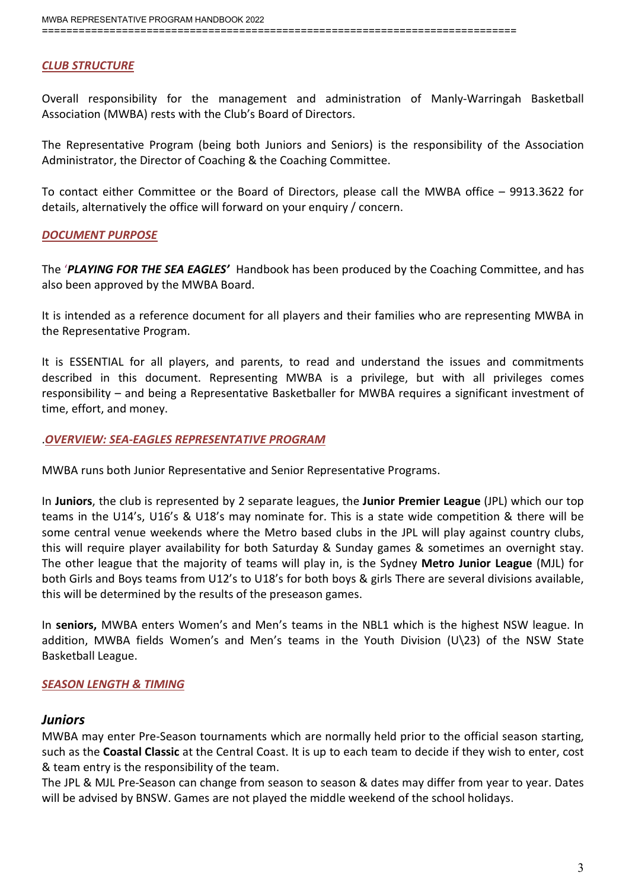## ***CLUB STRUCTURE***

Overall responsibility for the management and administration of Manly-Warringah Basketball Association (MWBA) rests with the Club's Board of Directors.

The Representative Program (being both Juniors and Seniors) is the responsibility of the Association Administrator, the Director of Coaching & the Coaching Committee.

To contact either Committee or the Board of Directors, please call the MWBA office – 9913.3622 for details, alternatively the office will forward on your enquiry / concern.

## ***DOCUMENT PURPOSE***

The '***PLAYING FOR THE SEA EAGLES'*** Handbook has been produced by the Coaching Committee, and has also been approved by the MWBA Board.

It is intended as a reference document for all players and their families who are representing MWBA in the Representative Program.

It is ESSENTIAL for all players, and parents, to read and understand the issues and commitments described in this document. Representing MWBA is a privilege, but with all privileges comes responsibility – and being a Representative Basketballer for MWBA requires a significant investment of time, effort, and money.

## .***OVERVIEW: SEA-EAGLES REPRESENTATIVE PROGRAM***

MWBA runs both Junior Representative and Senior Representative Programs.

In **Juniors**, the club is represented by 2 separate leagues, the **Junior Premier League** (JPL) which our top teams in the U14's, U16's & U18's may nominate for. This is a state wide competition & there will be some central venue weekends where the Metro based clubs in the JPL will play against country clubs, this will require player availability for both Saturday & Sunday games & sometimes an overnight stay. The other league that the majority of teams will play in, is the Sydney **Metro Junior League** (MJL) for both Girls and Boys teams from U12's to U18's for both boys & girls There are several divisions available, this will be determined by the results of the preseason games.

In **seniors,** MWBA enters Women's and Men's teams in the NBL1 which is the highest NSW league. In addition, MWBA fields Women's and Men's teams in the Youth Division (U\23) of the NSW State Basketball League.

## ***SEASON LENGTH & TIMING***

### ***Juniors***

MWBA may enter Pre-Season tournaments which are normally held prior to the official season starting, such as the **Coastal Classic** at the Central Coast. It is up to each team to decide if they wish to enter, cost & team entry is the responsibility of the team.

The JPL & MJL Pre-Season can change from season to season & dates may differ from year to year. Dates will be advised by BNSW. Games are not played the middle weekend of the school holidays.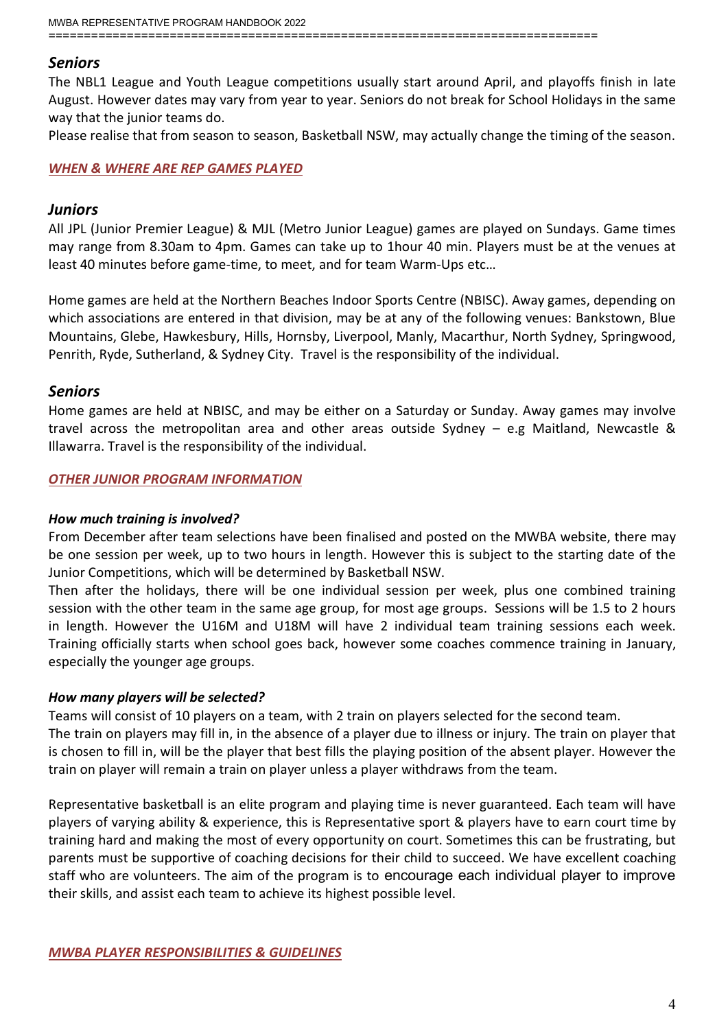### *Seniors*

The NBL1 League and Youth League competitions usually start around April, and playoffs finish in late August. However dates may vary from year to year. Seniors do not break for School Holidays in the same way that the junior teams do.

Please realise that from season to season, Basketball NSW, may actually change the timing of the season.

## *WHEN & WHERE ARE REP GAMES PLAYED*

### *Juniors*

All JPL (Junior Premier League) & MJL (Metro Junior League) games are played on Sundays. Game times may range from 8.30am to 4pm. Games can take up to 1hour 40 min. Players must be at the venues at least 40 minutes before game-time, to meet, and for team Warm-Ups etc…

Home games are held at the Northern Beaches Indoor Sports Centre (NBISC). Away games, depending on which associations are entered in that division, may be at any of the following venues: Bankstown, Blue Mountains, Glebe, Hawkesbury, Hills, Hornsby, Liverpool, Manly, Macarthur, North Sydney, Springwood, Penrith, Ryde, Sutherland, & Sydney City. Travel is the responsibility of the individual.

### *Seniors*

Home games are held at NBISC, and may be either on a Saturday or Sunday. Away games may involve travel across the metropolitan area and other areas outside Sydney – e.g Maitland, Newcastle & Illawarra. Travel is the responsibility of the individual.

## *OTHER JUNIOR PROGRAM INFORMATION*

### *How much training is involved?*

From December after team selections have been finalised and posted on the MWBA website, there may be one session per week, up to two hours in length. However this is subject to the starting date of the Junior Competitions, which will be determined by Basketball NSW.

Then after the holidays, there will be one individual session per week, plus one combined training session with the other team in the same age group, for most age groups. Sessions will be 1.5 to 2 hours in length. However the U16M and U18M will have 2 individual team training sessions each week. Training officially starts when school goes back, however some coaches commence training in January, especially the younger age groups.

### *How many players will be selected?*

Teams will consist of 10 players on a team, with 2 train on players selected for the second team.

The train on players may fill in, in the absence of a player due to illness or injury. The train on player that is chosen to fill in, will be the player that best fills the playing position of the absent player. However the train on player will remain a train on player unless a player withdraws from the team.

Representative basketball is an elite program and playing time is never guaranteed. Each team will have players of varying ability & experience, this is Representative sport & players have to earn court time by training hard and making the most of every opportunity on court. Sometimes this can be frustrating, but parents must be supportive of coaching decisions for their child to succeed. We have excellent coaching staff who are volunteers. The aim of the program is to encourage each individual player to improve their skills, and assist each team to achieve its highest possible level.

## *MWBA PLAYER RESPONSIBILITIES & GUIDELINES*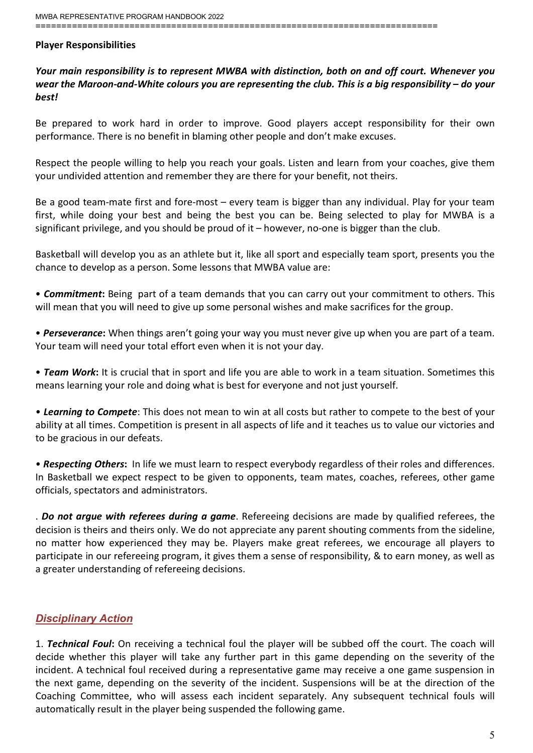### Player Responsibilities

***Your main responsibility is to represent MWBA with distinction, both on and off court. Whenever you wear the Maroon-and-White colours you are representing the club. This is a big responsibility – do your best!***

Be prepared to work hard in order to improve. Good players accept responsibility for their own performance. There is no benefit in blaming other people and don't make excuses.

Respect the people willing to help you reach your goals. Listen and learn from your coaches, give them your undivided attention and remember they are there for your benefit, not theirs.

Be a good team-mate first and fore-most – every team is bigger than any individual. Play for your team first, while doing your best and being the best you can be. Being selected to play for MWBA is a significant privilege, and you should be proud of it – however, no-one is bigger than the club.

Basketball will develop you as an athlete but it, like all sport and especially team sport, presents you the chance to develop as a person. Some lessons that MWBA value are:

- ***Commitment*:** Being part of a team demands that you can carry out your commitment to others. This will mean that you will need to give up some personal wishes and make sacrifices for the group.
- ***Perseverance*:** When things aren't going your way you must never give up when you are part of a team. Your team will need your total effort even when it is not your day.
- ***Team Work*:** It is crucial that in sport and life you are able to work in a team situation. Sometimes this means learning your role and doing what is best for everyone and not just yourself.
- ***Learning to Compete***: This does not mean to win at all costs but rather to compete to the best of your ability at all times. Competition is present in all aspects of life and it teaches us to value our victories and to be gracious in our defeats.
- ***Respecting Others*:** In life we must learn to respect everybody regardless of their roles and differences. In Basketball we expect respect to be given to opponents, team mates, coaches, referees, other game officials, spectators and administrators.

. ***Do not argue with referees during a game***. Refereeing decisions are made by qualified referees, the decision is theirs and theirs only. We do not appreciate any parent shouting comments from the sideline, no matter how experienced they may be. Players make great referees, we encourage all players to participate in our refereeing program, it gives them a sense of responsibility, & to earn money, as well as a greater understanding of refereeing decisions.

## *Disciplinary Action*

1. ***Technical Foul*:** On receiving a technical foul the player will be subbed off the court. The coach will decide whether this player will take any further part in this game depending on the severity of the incident. A technical foul received during a representative game may receive a one game suspension in the next game, depending on the severity of the incident. Suspensions will be at the direction of the Coaching Committee, who will assess each incident separately. Any subsequent technical fouls will automatically result in the player being suspended the following game.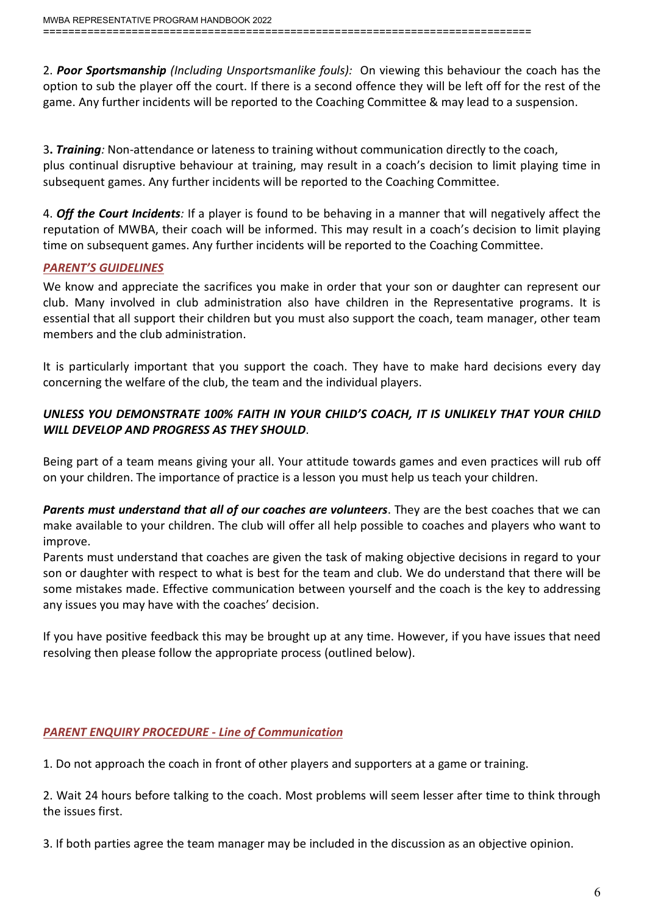2. ***Poor Sportsmanship*** *(Including Unsportsmanlike fouls):* On viewing this behaviour the coach has the option to sub the player off the court. If there is a second offence they will be left off for the rest of the game. Any further incidents will be reported to the Coaching Committee & may lead to a suspension.

3**.** ***Training****:* Non-attendance or lateness to training without communication directly to the coach, plus continual disruptive behaviour at training, may result in a coach's decision to limit playing time in subsequent games. Any further incidents will be reported to the Coaching Committee.

4. ***Off the Court Incidents****:* If a player is found to be behaving in a manner that will negatively affect the reputation of MWBA, their coach will be informed. This may result in a coach's decision to limit playing time on subsequent games. Any further incidents will be reported to the Coaching Committee.

## *PARENT'S GUIDELINES*

We know and appreciate the sacrifices you make in order that your son or daughter can represent our club. Many involved in club administration also have children in the Representative programs. It is essential that all support their children but you must also support the coach, team manager, other team members and the club administration.

It is particularly important that you support the coach. They have to make hard decisions every day concerning the welfare of the club, the team and the individual players.

***UNLESS YOU DEMONSTRATE 100% FAITH IN YOUR CHILD'S COACH, IT IS UNLIKELY THAT YOUR CHILD WILL DEVELOP AND PROGRESS AS THEY SHOULD***.

Being part of a team means giving your all. Your attitude towards games and even practices will rub off on your children. The importance of practice is a lesson you must help us teach your children.

***Parents must understand that all of our coaches are volunteers***. They are the best coaches that we can make available to your children. The club will offer all help possible to coaches and players who want to improve.

Parents must understand that coaches are given the task of making objective decisions in regard to your son or daughter with respect to what is best for the team and club. We do understand that there will be some mistakes made. Effective communication between yourself and the coach is the key to addressing any issues you may have with the coaches' decision.

If you have positive feedback this may be brought up at any time. However, if you have issues that need resolving then please follow the appropriate process (outlined below).

## *PARENT ENQUIRY PROCEDURE - Line of Communication*

1. Do not approach the coach in front of other players and supporters at a game or training.

2. Wait 24 hours before talking to the coach. Most problems will seem lesser after time to think through the issues first.

3. If both parties agree the team manager may be included in the discussion as an objective opinion.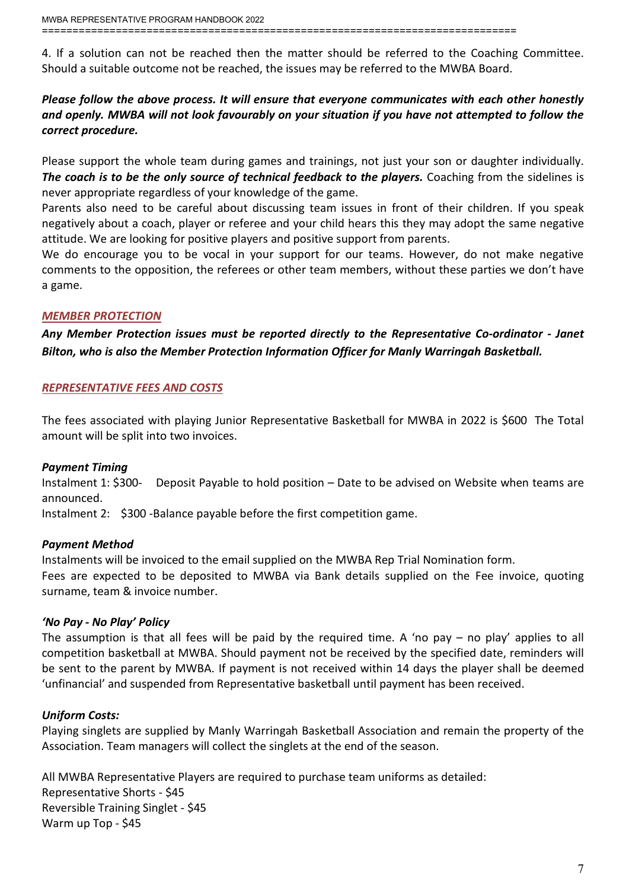4. If a solution can not be reached then the matter should be referred to the Coaching Committee. Should a suitable outcome not be reached, the issues may be referred to the MWBA Board.

***Please follow the above process. It will ensure that everyone communicates with each other honestly and openly. MWBA will not look favourably on your situation if you have not attempted to follow the correct procedure.***

Please support the whole team during games and trainings, not just your son or daughter individually. ***The coach is to be the only source of technical feedback to the players.*** Coaching from the sidelines is never appropriate regardless of your knowledge of the game.

Parents also need to be careful about discussing team issues in front of their children. If you speak negatively about a coach, player or referee and your child hears this they may adopt the same negative attitude. We are looking for positive players and positive support from parents.

We do encourage you to be vocal in your support for our teams. However, do not make negative comments to the opposition, the referees or other team members, without these parties we don't have a game.

## *MEMBER PROTECTION*

***Any Member Protection issues must be reported directly to the Representative Co-ordinator - Janet Bilton, who is also the Member Protection Information Officer for Manly Warringah Basketball.***

## *REPRESENTATIVE FEES AND COSTS*

The fees associated with playing Junior Representative Basketball for MWBA in 2022 is $600 The Total amount will be split into two invoices.

### *Payment Timing*

Instalment 1: $300- Deposit Payable to hold position – Date to be advised on Website when teams are announced.

Instalment 2: $300 -Balance payable before the first competition game.

### *Payment Method*

Instalments will be invoiced to the email supplied on the MWBA Rep Trial Nomination form.

Fees are expected to be deposited to MWBA via Bank details supplied on the Fee invoice, quoting surname, team & invoice number.

### *'No Pay - No Play' Policy*

The assumption is that all fees will be paid by the required time. A 'no pay – no play' applies to all competition basketball at MWBA. Should payment not be received by the specified date, reminders will be sent to the parent by MWBA. If payment is not received within 14 days the player shall be deemed 'unfinancial' and suspended from Representative basketball until payment has been received.

### *Uniform Costs:*

Playing singlets are supplied by Manly Warringah Basketball Association and remain the property of the Association. Team managers will collect the singlets at the end of the season.

All MWBA Representative Players are required to purchase team uniforms as detailed:

Representative Shorts - $45

Reversible Training Singlet - $45

Warm up Top - $45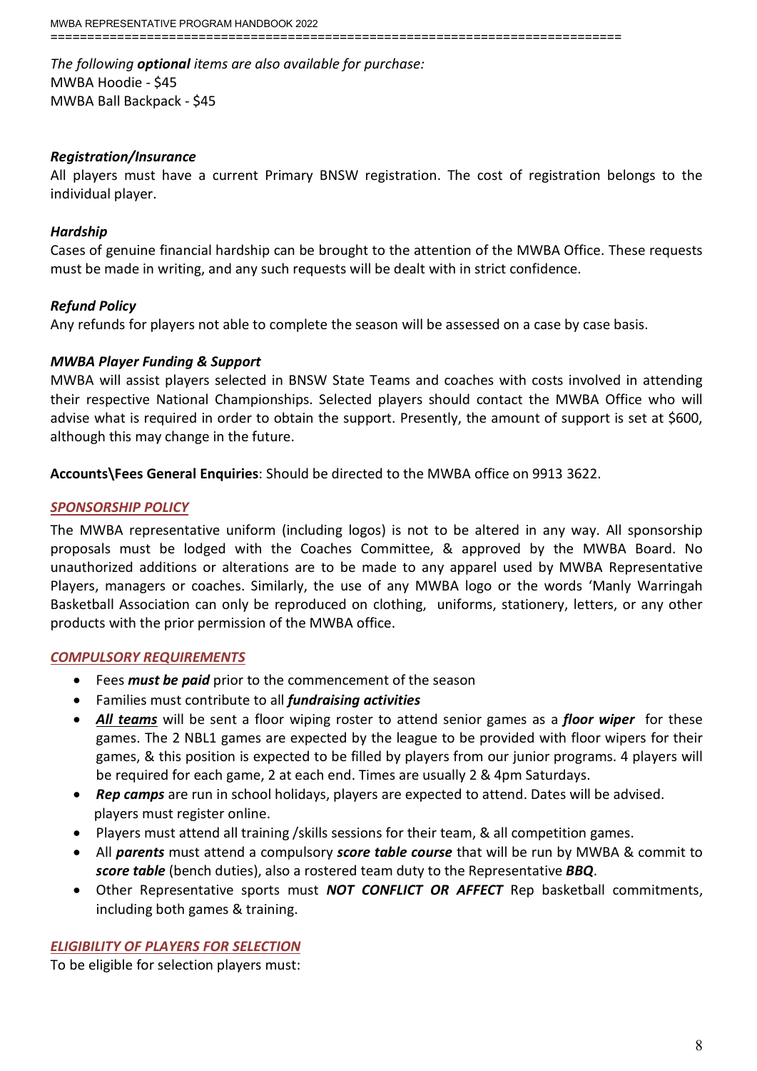*The following **optional** items are also available for purchase:*
MWBA Hoodie - $45
MWBA Ball Backpack - $45

***Registration/Insurance***

All players must have a current Primary BNSW registration. The cost of registration belongs to the individual player.

***Hardship***

Cases of genuine financial hardship can be brought to the attention of the MWBA Office. These requests must be made in writing, and any such requests will be dealt with in strict confidence.

***Refund Policy***

Any refunds for players not able to complete the season will be assessed on a case by case basis.

***MWBA Player Funding & Support***

MWBA will assist players selected in BNSW State Teams and coaches with costs involved in attending their respective National Championships. Selected players should contact the MWBA Office who will advise what is required in order to obtain the support. Presently, the amount of support is set at $600, although this may change in the future.

**Accounts\Fees General Enquiries**: Should be directed to the MWBA office on 9913 3622.

## *SPONSORSHIP POLICY*

The MWBA representative uniform (including logos) is not to be altered in any way. All sponsorship proposals must be lodged with the Coaches Committee, & approved by the MWBA Board. No unauthorized additions or alterations are to be made to any apparel used by MWBA Representative Players, managers or coaches. Similarly, the use of any MWBA logo or the words 'Manly Warringah Basketball Association can only be reproduced on clothing, uniforms, stationery, letters, or any other products with the prior permission of the MWBA office.

## *COMPULSORY REQUIREMENTS*

- Fees ***must be paid*** prior to the commencement of the season
- Families must contribute to all ***fundraising activities***
- ***All teams*** will be sent a floor wiping roster to attend senior games as a ***floor wiper*** for these games. The 2 NBL1 games are expected by the league to be provided with floor wipers for their games, & this position is expected to be filled by players from our junior programs. 4 players will be required for each game, 2 at each end. Times are usually 2 & 4pm Saturdays.
- ***Rep camps*** are run in school holidays, players are expected to attend. Dates will be advised. players must register online.
- Players must attend all training /skills sessions for their team, & all competition games.
- All ***parents*** must attend a compulsory ***score table course*** that will be run by MWBA & commit to ***score table*** (bench duties), also a rostered team duty to the Representative ***BBQ***.
- Other Representative sports must ***NOT CONFLICT OR AFFECT*** Rep basketball commitments, including both games & training.

## *ELIGIBILITY OF PLAYERS FOR SELECTION*

To be eligible for selection players must: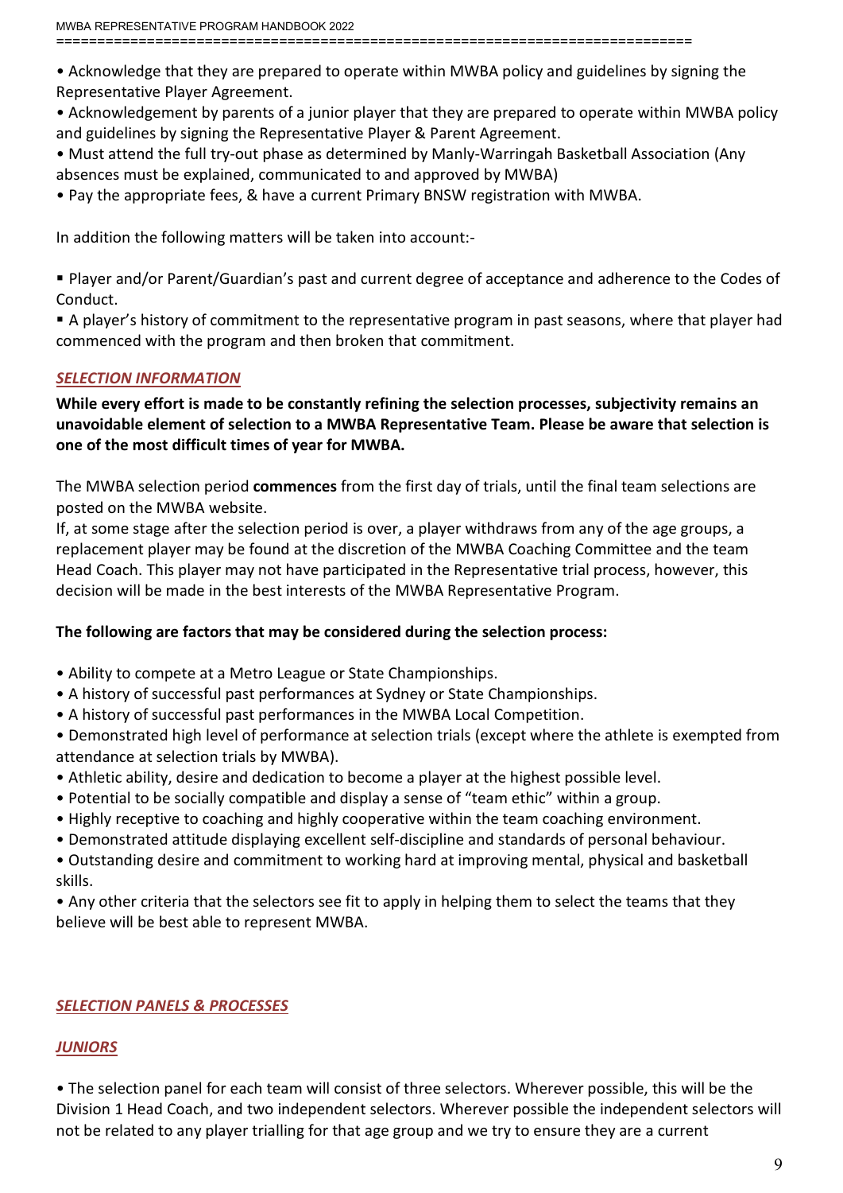• Acknowledge that they are prepared to operate within MWBA policy and guidelines by signing the Representative Player Agreement.
• Acknowledgement by parents of a junior player that they are prepared to operate within MWBA policy and guidelines by signing the Representative Player & Parent Agreement.
• Must attend the full try-out phase as determined by Manly-Warringah Basketball Association (Any absences must be explained, communicated to and approved by MWBA)
• Pay the appropriate fees, & have a current Primary BNSW registration with MWBA.

In addition the following matters will be taken into account:-

▪ Player and/or Parent/Guardian's past and current degree of acceptance and adherence to the Codes of Conduct.
▪ A player's history of commitment to the representative program in past seasons, where that player had commenced with the program and then broken that commitment.

## *SELECTION INFORMATION*

**While every effort is made to be constantly refining the selection processes, subjectivity remains an unavoidable element of selection to a MWBA Representative Team. Please be aware that selection is one of the most difficult times of year for MWBA.**

The MWBA selection period **commences** from the first day of trials, until the final team selections are posted on the MWBA website.
If, at some stage after the selection period is over, a player withdraws from any of the age groups, a replacement player may be found at the discretion of the MWBA Coaching Committee and the team Head Coach. This player may not have participated in the Representative trial process, however, this decision will be made in the best interests of the MWBA Representative Program.

**The following are factors that may be considered during the selection process:**

• Ability to compete at a Metro League or State Championships.
• A history of successful past performances at Sydney or State Championships.
• A history of successful past performances in the MWBA Local Competition.
• Demonstrated high level of performance at selection trials (except where the athlete is exempted from attendance at selection trials by MWBA).
• Athletic ability, desire and dedication to become a player at the highest possible level.
• Potential to be socially compatible and display a sense of "team ethic" within a group.
• Highly receptive to coaching and highly cooperative within the team coaching environment.
• Demonstrated attitude displaying excellent self-discipline and standards of personal behaviour.
• Outstanding desire and commitment to working hard at improving mental, physical and basketball skills.
• Any other criteria that the selectors see fit to apply in helping them to select the teams that they believe will be best able to represent MWBA.

## *SELECTION PANELS & PROCESSES*

### *JUNIORS*

• The selection panel for each team will consist of three selectors. Wherever possible, this will be the Division 1 Head Coach, and two independent selectors. Wherever possible the independent selectors will not be related to any player trialling for that age group and we try to ensure they are a current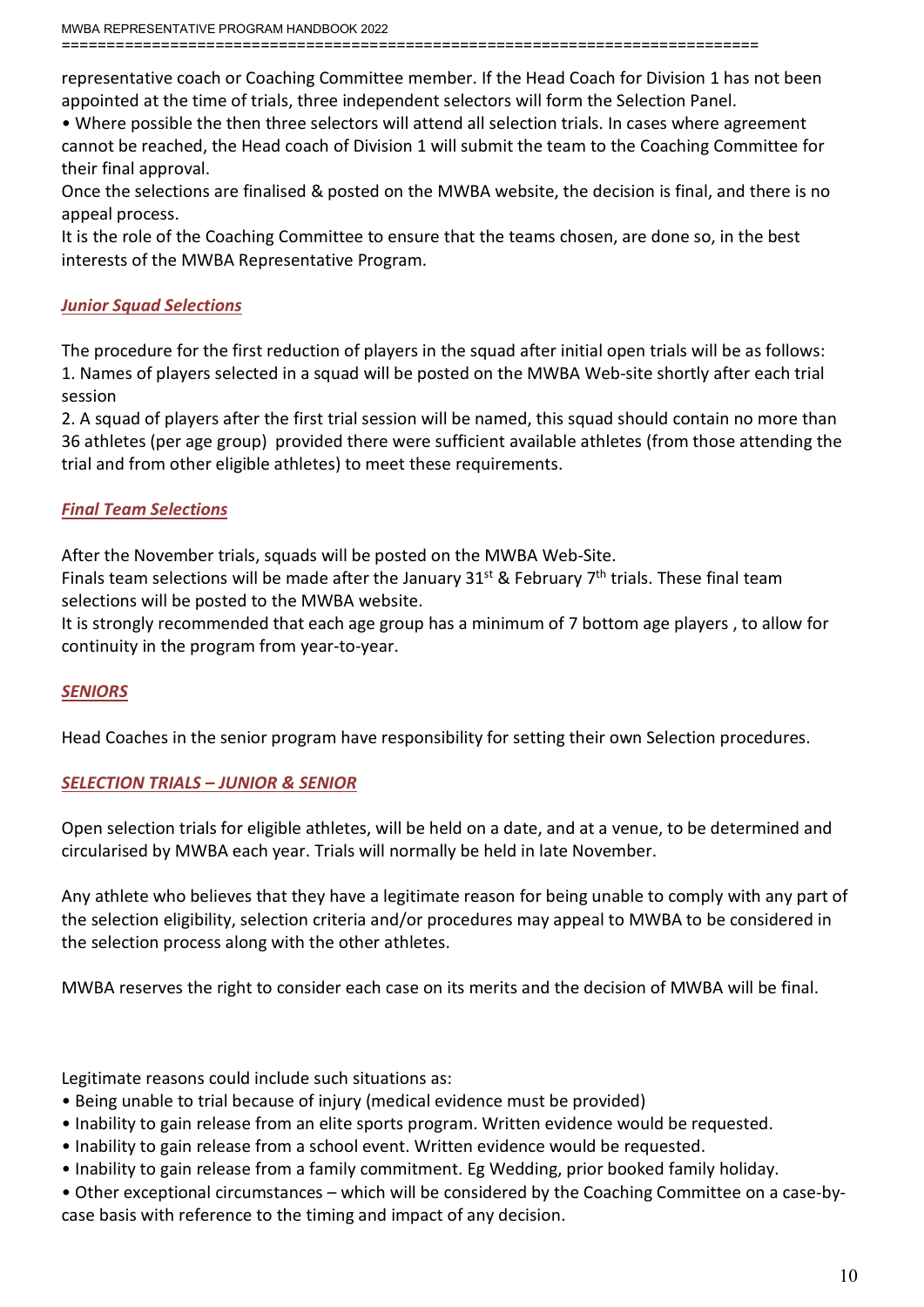representative coach or Coaching Committee member. If the Head Coach for Division 1 has not been appointed at the time of trials, three independent selectors will form the Selection Panel.

• Where possible the then three selectors will attend all selection trials. In cases where agreement cannot be reached, the Head coach of Division 1 will submit the team to the Coaching Committee for their final approval.

Once the selections are finalised & posted on the MWBA website, the decision is final, and there is no appeal process.

It is the role of the Coaching Committee to ensure that the teams chosen, are done so, in the best interests of the MWBA Representative Program.

### *Junior Squad Selections*

The procedure for the first reduction of players in the squad after initial open trials will be as follows:

1. Names of players selected in a squad will be posted on the MWBA Web-site shortly after each trial session
2. A squad of players after the first trial session will be named, this squad should contain no more than 36 athletes (per age group) provided there were sufficient available athletes (from those attending the trial and from other eligible athletes) to meet these requirements.

### *Final Team Selections*

After the November trials, squads will be posted on the MWBA Web-Site.

Finals team selections will be made after the January 31st & February 7th trials. These final team selections will be posted to the MWBA website.

It is strongly recommended that each age group has a minimum of 7 bottom age players , to allow for continuity in the program from year-to-year.

### *SENIORS*

Head Coaches in the senior program have responsibility for setting their own Selection procedures.

### *SELECTION TRIALS – JUNIOR & SENIOR*

Open selection trials for eligible athletes, will be held on a date, and at a venue, to be determined and circularised by MWBA each year. Trials will normally be held in late November.

Any athlete who believes that they have a legitimate reason for being unable to comply with any part of the selection eligibility, selection criteria and/or procedures may appeal to MWBA to be considered in the selection process along with the other athletes.

MWBA reserves the right to consider each case on its merits and the decision of MWBA will be final.

Legitimate reasons could include such situations as:

- Being unable to trial because of injury (medical evidence must be provided)
- Inability to gain release from an elite sports program. Written evidence would be requested.
- Inability to gain release from a school event. Written evidence would be requested.
- Inability to gain release from a family commitment. Eg Wedding, prior booked family holiday.
- Other exceptional circumstances – which will be considered by the Coaching Committee on a case-by-case basis with reference to the timing and impact of any decision.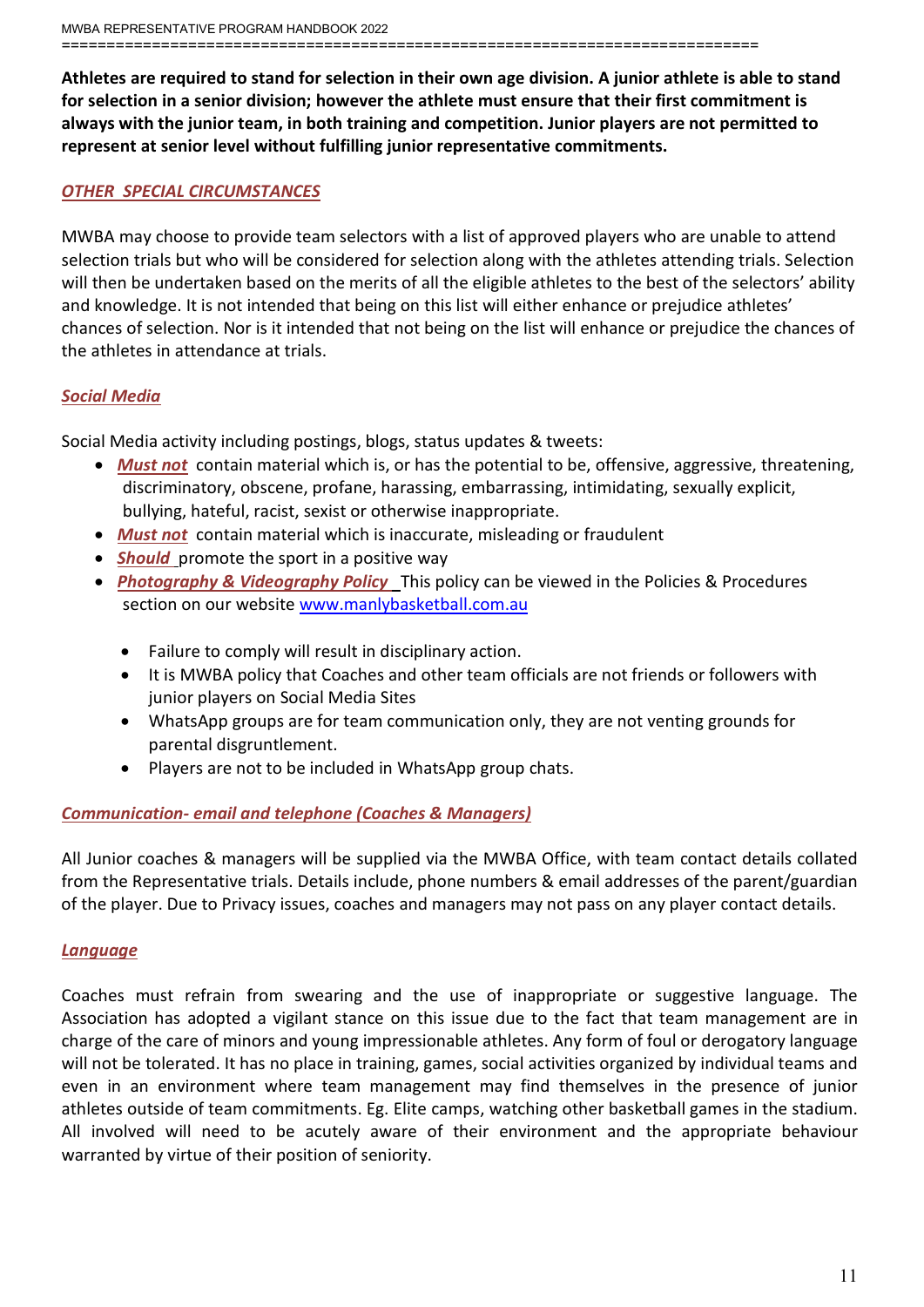**Athletes are required to stand for selection in their own age division. A junior athlete is able to stand for selection in a senior division; however the athlete must ensure that their first commitment is always with the junior team, in both training and competition. Junior players are not permitted to represent at senior level without fulfilling junior representative commitments.**

### *OTHER SPECIAL CIRCUMSTANCES*

MWBA may choose to provide team selectors with a list of approved players who are unable to attend selection trials but who will be considered for selection along with the athletes attending trials. Selection will then be undertaken based on the merits of all the eligible athletes to the best of the selectors' ability and knowledge. It is not intended that being on this list will either enhance or prejudice athletes' chances of selection. Nor is it intended that not being on the list will enhance or prejudice the chances of the athletes in attendance at trials.

### *Social Media*

Social Media activity including postings, blogs, status updates & tweets:

- ***Must not*** contain material which is, or has the potential to be, offensive, aggressive, threatening, discriminatory, obscene, profane, harassing, embarrassing, intimidating, sexually explicit, bullying, hateful, racist, sexist or otherwise inappropriate.
- ***Must not*** contain material which is inaccurate, misleading or fraudulent
- ***Should*** promote the sport in a positive way
- ***Photography & Videography Policy*** This policy can be viewed in the Policies & Procedures section on our website www.manlybasketball.com.au
  - Failure to comply will result in disciplinary action.
  - It is MWBA policy that Coaches and other team officials are not friends or followers with junior players on Social Media Sites
  - WhatsApp groups are for team communication only, they are not venting grounds for parental disgruntlement.
  - Players are not to be included in WhatsApp group chats.

### *Communication- email and telephone (Coaches & Managers)*

All Junior coaches & managers will be supplied via the MWBA Office, with team contact details collated from the Representative trials. Details include, phone numbers & email addresses of the parent/guardian of the player. Due to Privacy issues, coaches and managers may not pass on any player contact details.

### *Language*

Coaches must refrain from swearing and the use of inappropriate or suggestive language. The Association has adopted a vigilant stance on this issue due to the fact that team management are in charge of the care of minors and young impressionable athletes. Any form of foul or derogatory language will not be tolerated. It has no place in training, games, social activities organized by individual teams and even in an environment where team management may find themselves in the presence of junior athletes outside of team commitments. Eg. Elite camps, watching other basketball games in the stadium. All involved will need to be acutely aware of their environment and the appropriate behaviour warranted by virtue of their position of seniority.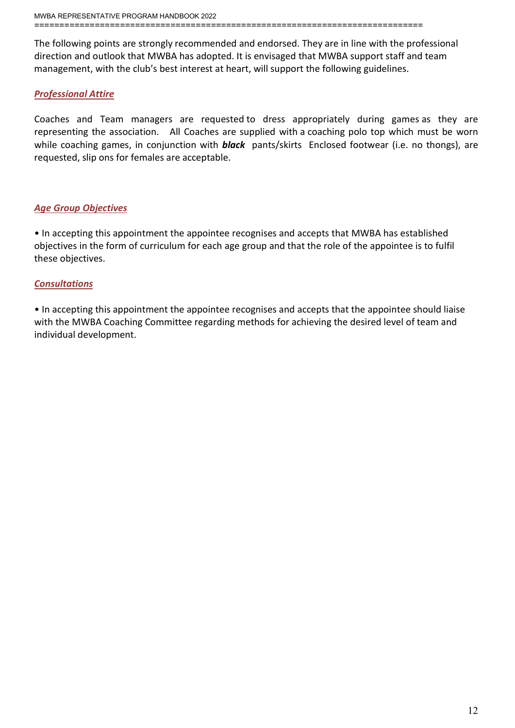The following points are strongly recommended and endorsed. They are in line with the professional direction and outlook that MWBA has adopted. It is envisaged that MWBA support staff and team management, with the club's best interest at heart, will support the following guidelines.

## ***Professional Attire***

Coaches and Team managers are requested to dress appropriately during games as they are representing the association. All Coaches are supplied with a coaching polo top which must be worn while coaching games, in conjunction with ***black*** pants/skirts Enclosed footwear (i.e. no thongs), are requested, slip ons for females are acceptable.

## ***Age Group Objectives***

• In accepting this appointment the appointee recognises and accepts that MWBA has established objectives in the form of curriculum for each age group and that the role of the appointee is to fulfil these objectives.

## ***Consultations***

• In accepting this appointment the appointee recognises and accepts that the appointee should liaise with the MWBA Coaching Committee regarding methods for achieving the desired level of team and individual development.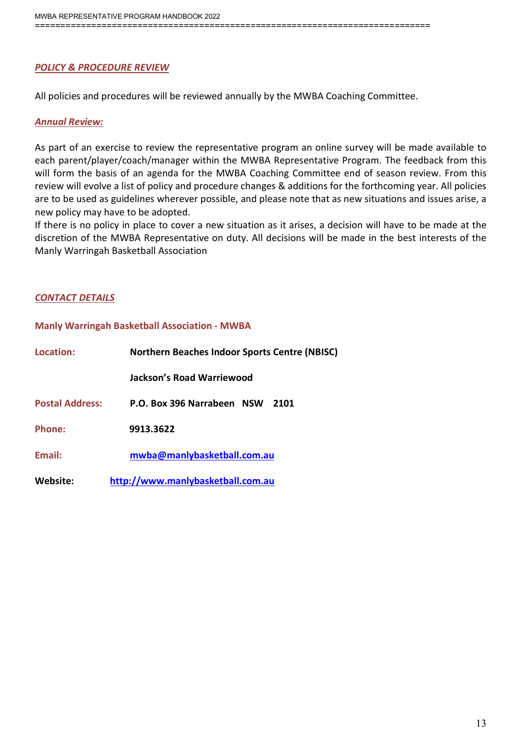## *POLICY & PROCEDURE REVIEW*

All policies and procedures will be reviewed annually by the MWBA Coaching Committee.

### *Annual Review:*

As part of an exercise to review the representative program an online survey will be made available to each parent/player/coach/manager within the MWBA Representative Program. The feedback from this will form the basis of an agenda for the MWBA Coaching Committee end of season review. From this review will evolve a list of policy and procedure changes & additions for the forthcoming year. All policies are to be used as guidelines wherever possible, and please note that as new situations and issues arise, a new policy may have to be adopted.

If there is no policy in place to cover a new situation as it arises, a decision will have to be made at the discretion of the MWBA Representative on duty. All decisions will be made in the best interests of the Manly Warringah Basketball Association

## *CONTACT DETAILS*

**Manly Warringah Basketball Association - MWBA**

**Location:** **Northern Beaches Indoor Sports Centre (NBISC)**

**Jackson's Road Warriewood**

**Postal Address:** **P.O. Box 396 Narrabeen NSW 2101**

**Phone:** **9913.3622**

**Email:** **mwba@manlybasketball.com.au**

**Website:** **http://www.manlybasketball.com.au**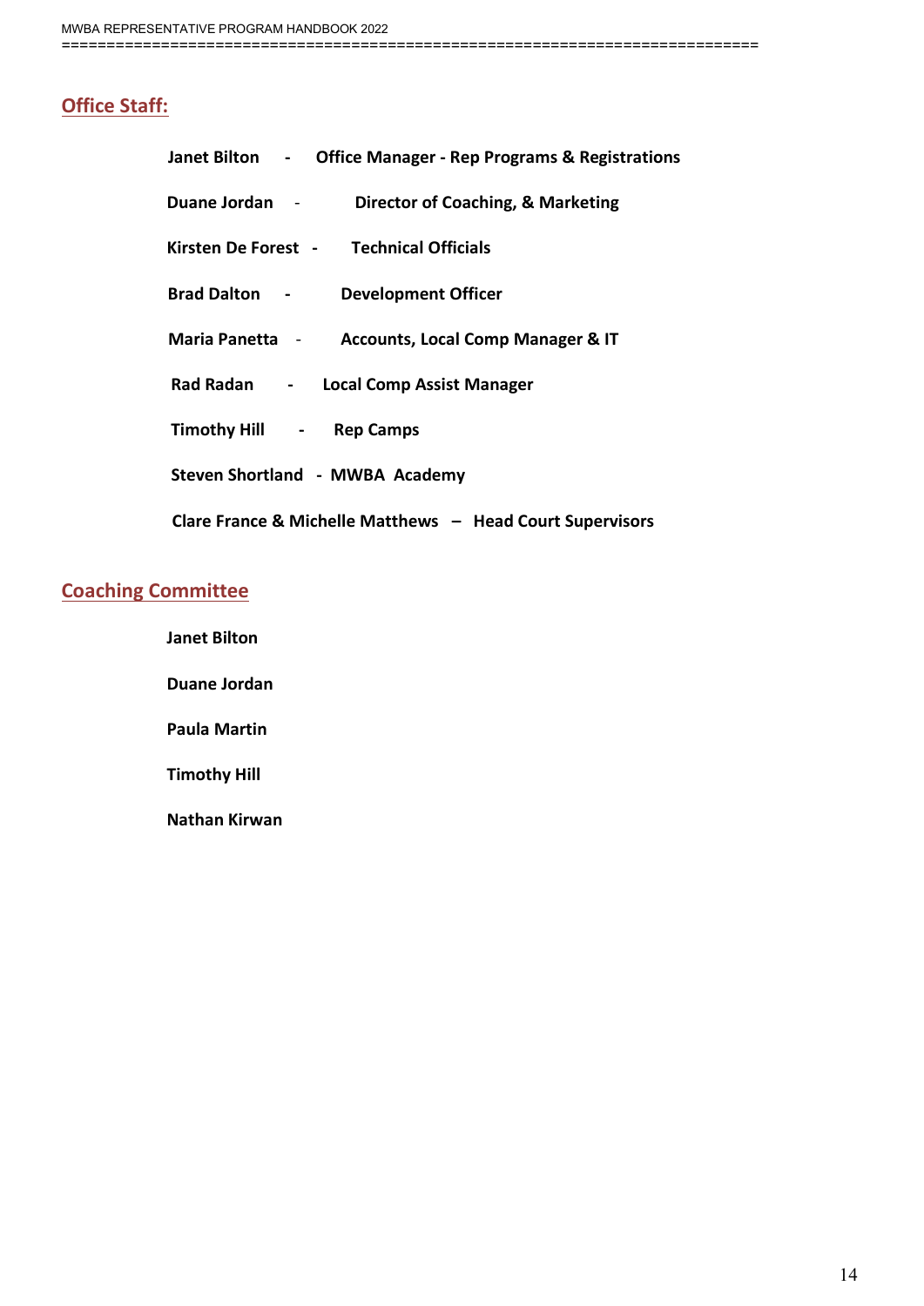## Office Staff:

**Janet Bilton - Office Manager - Rep Programs & Registrations**

**Duane Jordan - Director of Coaching, & Marketing**

**Kirsten De Forest - Technical Officials**

**Brad Dalton - Development Officer**

**Maria Panetta - Accounts, Local Comp Manager & IT**

**Rad Radan - Local Comp Assist Manager**

**Timothy Hill - Rep Camps**

**Steven Shortland - MWBA Academy**

**Clare France & Michelle Matthews – Head Court Supervisors**

## Coaching Committee

**Janet Bilton**

**Duane Jordan**

**Paula Martin**

**Timothy Hill**

**Nathan Kirwan**